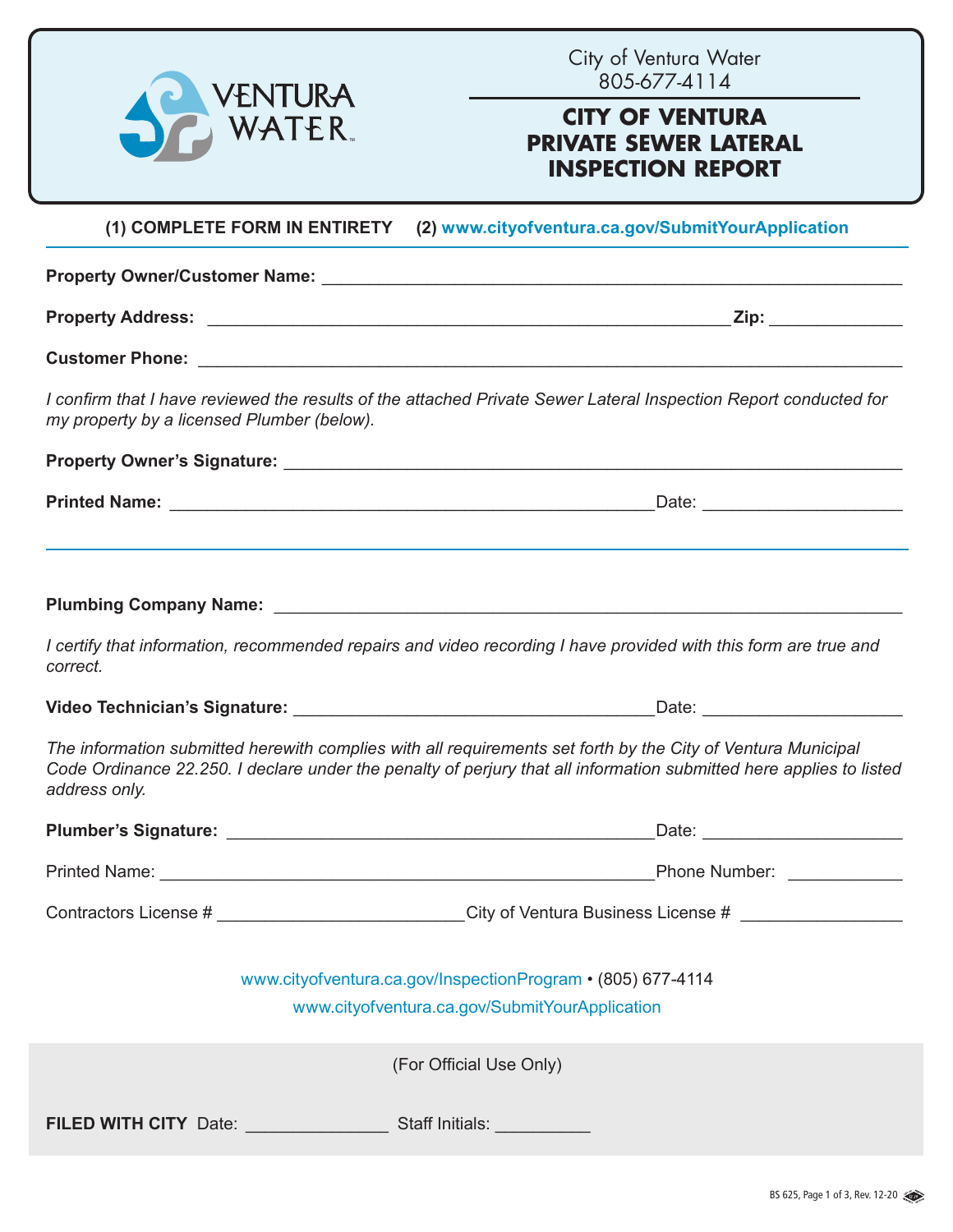VENTURA WATER

City of Ventura Water
805-677-4114

# CITY OF VENTURA PRIVATE SEWER LATERAL INSPECTION REPORT

**(1) COMPLETE FORM IN ENTIRETY (2) www.cityofventura.ca.gov/SubmitYourApplication**

---

**Property Owner/Customer Name:** ______________________________________________

**Property Address:** ______________________________________________ **Zip:** ____________

**Customer Phone:** ______________________________________________

*I confirm that I have reviewed the results of the attached Private Sewer Lateral Inspection Report conducted for my property by a licensed Plumber (below).*

**Property Owner's Signature:** ______________________________________________

**Printed Name:** ______________________________________________ Date: ____________________

---

**Plumbing Company Name:** ______________________________________________

*I certify that information, recommended repairs and video recording I have provided with this form are true and correct.*

**Video Technician's Signature:** ______________________________________________ Date: ____________________

*The information submitted herewith complies with all requirements set forth by the City of Ventura Municipal Code Ordinance 22.250. I declare under the penalty of perjury that all information submitted here applies to listed address only.*

**Plumber's Signature:** ______________________________________________ Date: ____________________

Printed Name: ______________________________________________ Phone Number: ____________

Contractors License # __________________________ City of Ventura Business License # ________________

www.cityofventura.ca.gov/InspectionProgram • (805) 677-4114
www.cityofventura.ca.gov/SubmitYourApplication

(For Official Use Only)

**FILED WITH CITY** Date: ______________ Staff Initials: __________

BS 625, Page 1 of 3, Rev. 12-20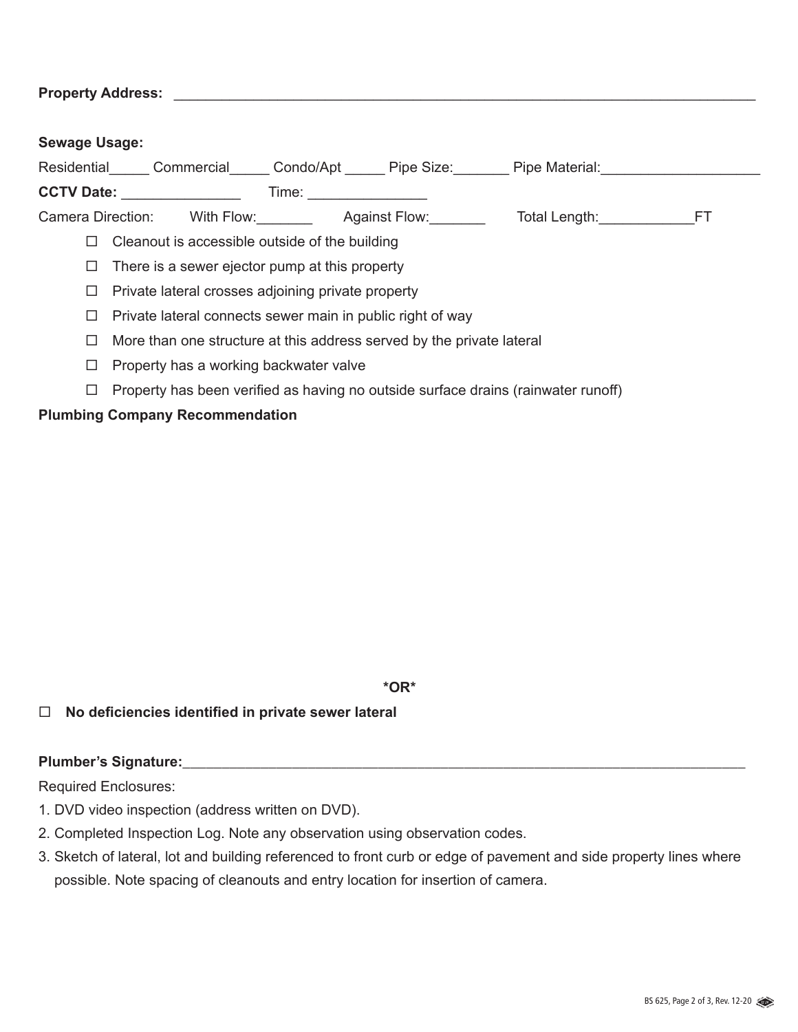**Property Address:** ___________________________________________________________________________

**Sewage Usage:**

Residential_____ Commercial_____ Condo/Apt _____ Pipe Size:_______ Pipe Material:____________________

**CCTV Date:** _______________ Time: _______________

Camera Direction: With Flow:_______ Against Flow:_______ Total Length:____________FT

- ☐ Cleanout is accessible outside of the building
- ☐ There is a sewer ejector pump at this property
- ☐ Private lateral crosses adjoining private property
- ☐ Private lateral connects sewer main in public right of way
- ☐ More than one structure at this address served by the private lateral
- ☐ Property has a working backwater valve
- ☐ Property has been verified as having no outside surface drains (rainwater runoff)

**Plumbing Company Recommendation**

**\*OR\***

☐ **No deficiencies identified in private sewer lateral**

**Plumber's Signature:**___________________________________________________________________________

Required Enclosures:

1. DVD video inspection (address written on DVD).
2. Completed Inspection Log. Note any observation using observation codes.
3. Sketch of lateral, lot and building referenced to front curb or edge of pavement and side property lines where possible. Note spacing of cleanouts and entry location for insertion of camera.

BS 625, Rev. 12-20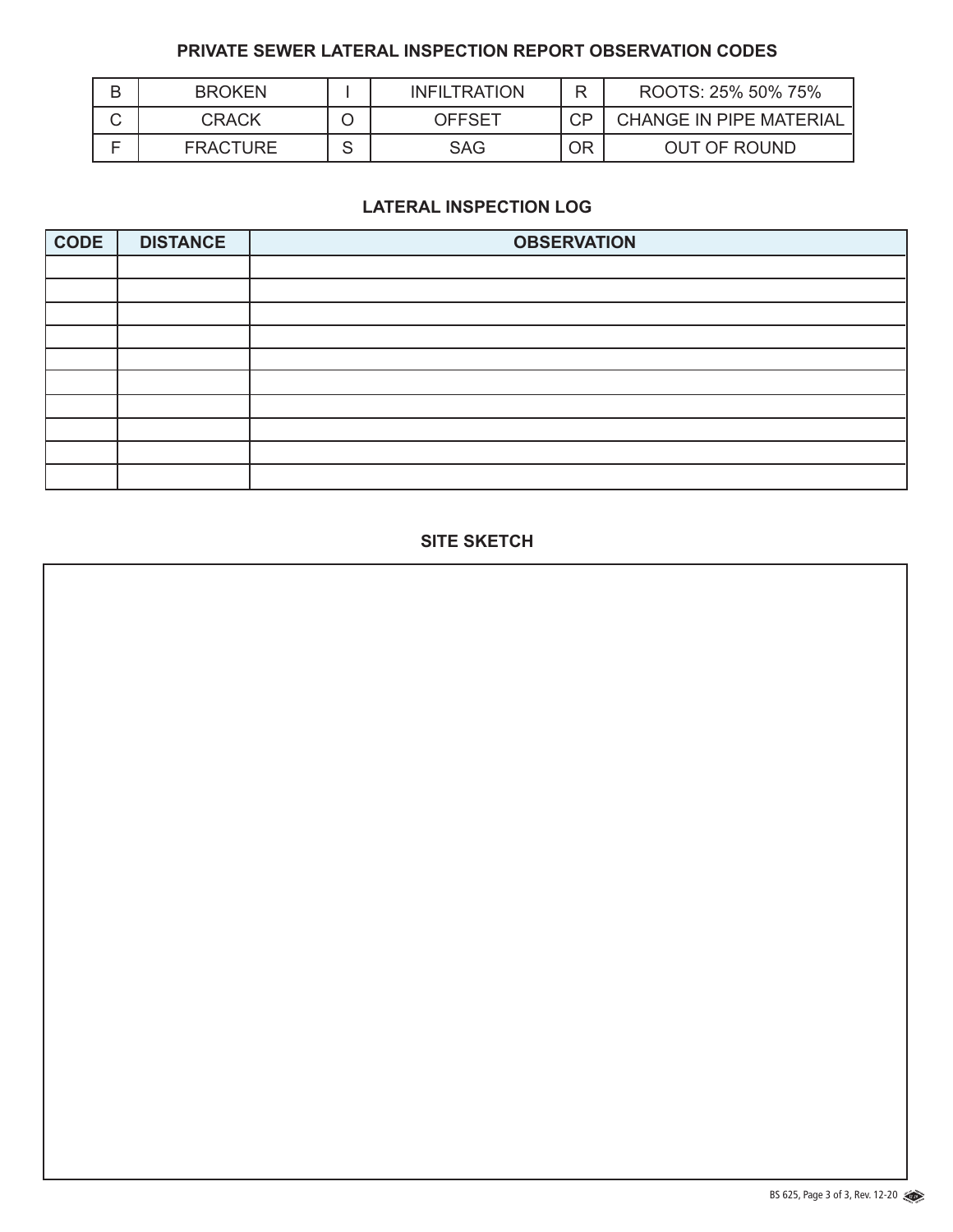**PRIVATE SEWER LATERAL INSPECTION REPORT OBSERVATION CODES**

| | | | | | |
|---|---|---|---|---|---|
| B | BROKEN | I | INFILTRATION | R | ROOTS: 25% 50% 75% |
| C | CRACK | O | OFFSET | CP | CHANGE IN PIPE MATERIAL |
| F | FRACTURE | S | SAG | OR | OUT OF ROUND |

**LATERAL INSPECTION LOG**

| CODE | DISTANCE | OBSERVATION |
|---|---|---|
| | | |
| | | |
| | | |
| | | |
| | | |
| | | |
| | | |
| | | |
| | | |
| | | |

**SITE SKETCH**

BS 625, Page 3 of 3, Rev. 12-20